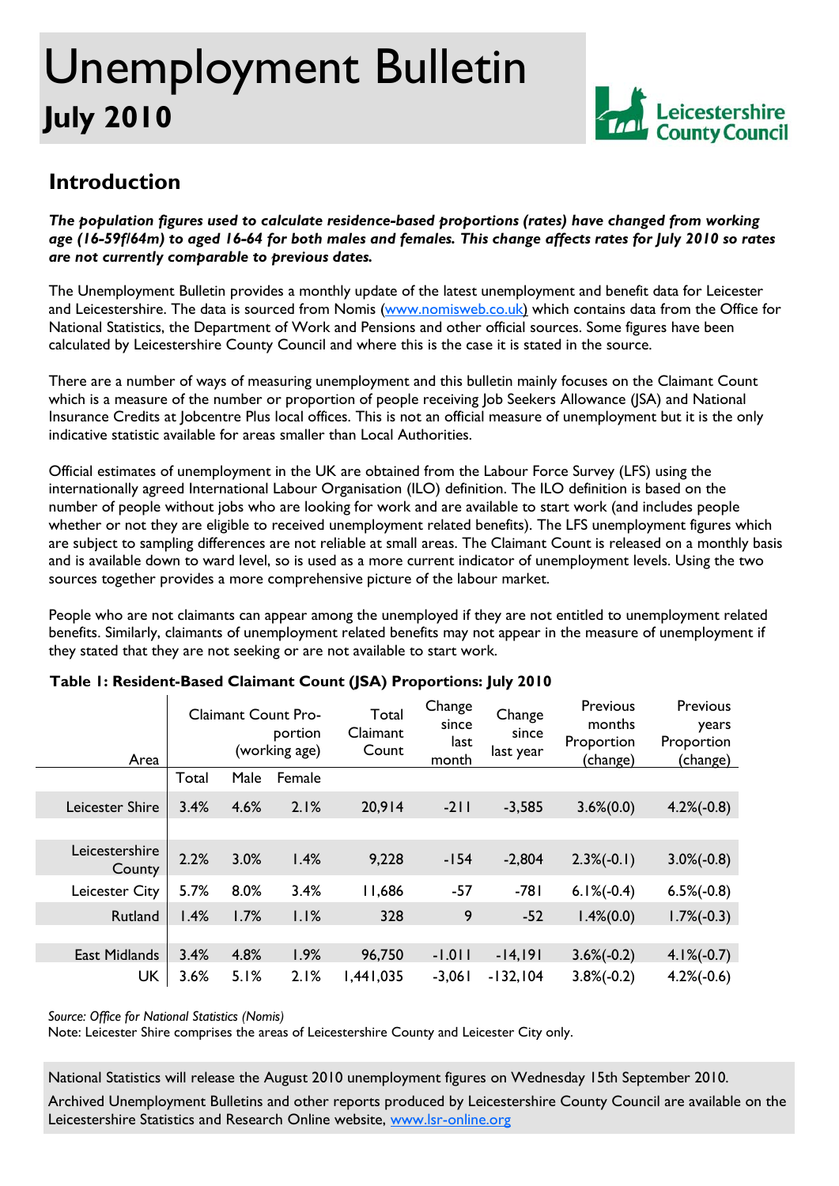# Unemployment Bulletin

## July 2010

Leicestershire County Council

## Introduction

***The population figures used to calculate residence-based proportions (rates) have changed from working age (16-59f/64m) to aged 16-64 for both males and females. This change affects rates for July 2010 so rates are not currently comparable to previous dates.***

The Unemployment Bulletin provides a monthly update of the latest unemployment and benefit data for Leicester and Leicestershire. The data is sourced from Nomis (www.nomisweb.co.uk) which contains data from the Office for National Statistics, the Department of Work and Pensions and other official sources. Some figures have been calculated by Leicestershire County Council and where this is the case it is stated in the source.

There are a number of ways of measuring unemployment and this bulletin mainly focuses on the Claimant Count which is a measure of the number or proportion of people receiving Job Seekers Allowance (JSA) and National Insurance Credits at Jobcentre Plus local offices. This is not an official measure of unemployment but it is the only indicative statistic available for areas smaller than Local Authorities.

Official estimates of unemployment in the UK are obtained from the Labour Force Survey (LFS) using the internationally agreed International Labour Organisation (ILO) definition. The ILO definition is based on the number of people without jobs who are looking for work and are available to start work (and includes people whether or not they are eligible to received unemployment related benefits). The LFS unemployment figures which are subject to sampling differences are not reliable at small areas. The Claimant Count is released on a monthly basis and is available down to ward level, so is used as a more current indicator of unemployment levels. Using the two sources together provides a more comprehensive picture of the labour market.

People who are not claimants can appear among the unemployed if they are not entitled to unemployment related benefits. Similarly, claimants of unemployment related benefits may not appear in the measure of unemployment if they stated that they are not seeking or are not available to start work.

**Table 1: Resident-Based Claimant Count (JSA) Proportions: July 2010**

| Area | Claimant Count Proportion (working age) | | | Total Claimant Count | Change since last month | Change since last year | Previous months Proportion (change) | Previous years Proportion (change) |
|---|---|---|---|---|---|---|---|---|
| | Total | Male | Female | | | | | |
| Leicester Shire | 3.4% | 4.6% | 2.1% | 20,914 | -211 | -3,585 | 3.6%(0.0) | 4.2%(-0.8) |
| Leicestershire County | 2.2% | 3.0% | 1.4% | 9,228 | -154 | -2,804 | 2.3%(-0.1) | 3.0%(-0.8) |
| Leicester City | 5.7% | 8.0% | 3.4% | 11,686 | -57 | -781 | 6.1%(-0.4) | 6.5%(-0.8) |
| Rutland | 1.4% | 1.7% | 1.1% | 328 | 9 | -52 | 1.4%(0.0) | 1.7%(-0.3) |
| East Midlands | 3.4% | 4.8% | 1.9% | 96,750 | -1,011 | -14,191 | 3.6%(-0.2) | 4.1%(-0.7) |
| UK | 3.6% | 5.1% | 2.1% | 1,441,035 | -3,061 | -132,104 | 3.8%(-0.2) | 4.2%(-0.6) |

*Source: Office for National Statistics (Nomis)*
Note: Leicester Shire comprises the areas of Leicestershire County and Leicester City only.

National Statistics will release the August 2010 unemployment figures on Wednesday 15th September 2010.

Archived Unemployment Bulletins and other reports produced by Leicestershire County Council are available on the Leicestershire Statistics and Research Online website, www.lsr-online.org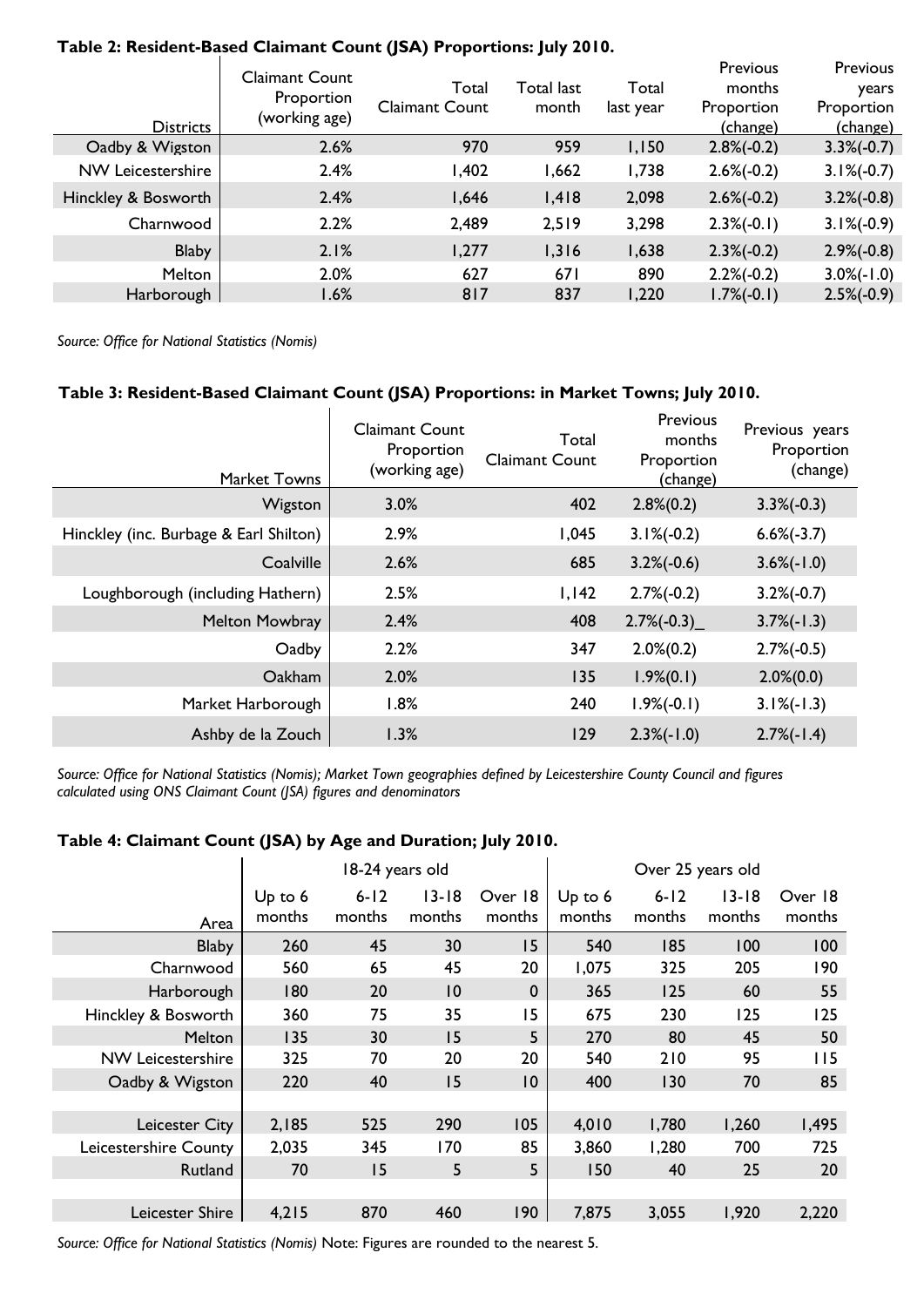**Table 2: Resident-Based Claimant Count (JSA) Proportions: July 2010.**

| Districts | Claimant Count Proportion (working age) | Total Claimant Count | Total last month | Total last year | Previous months Proportion (change) | Previous years Proportion (change) |
|---|---|---|---|---|---|---|
| Oadby & Wigston | 2.6% | 970 | 959 | 1,150 | 2.8%(-0.2) | 3.3%(-0.7) |
| NW Leicestershire | 2.4% | 1,402 | 1,662 | 1,738 | 2.6%(-0.2) | 3.1%(-0.7) |
| Hinckley & Bosworth | 2.4% | 1,646 | 1,418 | 2,098 | 2.6%(-0.2) | 3.2%(-0.8) |
| Charnwood | 2.2% | 2,489 | 2,519 | 3,298 | 2.3%(-0.1) | 3.1%(-0.9) |
| Blaby | 2.1% | 1,277 | 1,316 | 1,638 | 2.3%(-0.2) | 2.9%(-0.8) |
| Melton | 2.0% | 627 | 671 | 890 | 2.2%(-0.2) | 3.0%(-1.0) |
| Harborough | 1.6% | 817 | 837 | 1,220 | 1.7%(-0.1) | 2.5%(-0.9) |

*Source: Office for National Statistics (Nomis)*

**Table 3: Resident-Based Claimant Count (JSA) Proportions: in Market Towns; July 2010.**

| Market Towns | Claimant Count Proportion (working age) | Total Claimant Count | Previous months Proportion (change) | Previous years Proportion (change) |
|---|---|---|---|---|
| Wigston | 3.0% | 402 | 2.8%(0.2) | 3.3%(-0.3) |
| Hinckley (inc. Burbage & Earl Shilton) | 2.9% | 1,045 | 3.1%(-0.2) | 6.6%(-3.7) |
| Coalville | 2.6% | 685 | 3.2%(-0.6) | 3.6%(-1.0) |
| Loughborough (including Hathern) | 2.5% | 1,142 | 2.7%(-0.2) | 3.2%(-0.7) |
| Melton Mowbray | 2.4% | 408 | 2.7%(-0.3)_ | 3.7%(-1.3) |
| Oadby | 2.2% | 347 | 2.0%(0.2) | 2.7%(-0.5) |
| Oakham | 2.0% | 135 | 1.9%(0.1) | 2.0%(0.0) |
| Market Harborough | 1.8% | 240 | 1.9%(-0.1) | 3.1%(-1.3) |
| Ashby de la Zouch | 1.3% | 129 | 2.3%(-1.0) | 2.7%(-1.4) |

*Source: Office for National Statistics (Nomis); Market Town geographies defined by Leicestershire County Council and figures calculated using ONS Claimant Count (JSA) figures and denominators*

**Table 4: Claimant Count (JSA) by Age and Duration; July 2010.**

| | 18-24 years old | | | | Over 25 years old | | | |
|---|---|---|---|---|---|---|---|---|
| Area | Up to 6 months | 6-12 months | 13-18 months | Over 18 months | Up to 6 months | 6-12 months | 13-18 months | Over 18 months |
| Blaby | 260 | 45 | 30 | 15 | 540 | 185 | 100 | 100 |
| Charnwood | 560 | 65 | 45 | 20 | 1,075 | 325 | 205 | 190 |
| Harborough | 180 | 20 | 10 | 0 | 365 | 125 | 60 | 55 |
| Hinckley & Bosworth | 360 | 75 | 35 | 15 | 675 | 230 | 125 | 125 |
| Melton | 135 | 30 | 15 | 5 | 270 | 80 | 45 | 50 |
| NW Leicestershire | 325 | 70 | 20 | 20 | 540 | 210 | 95 | 115 |
| Oadby & Wigston | 220 | 40 | 15 | 10 | 400 | 130 | 70 | 85 |
| | | | | | | | | |
| Leicester City | 2,185 | 525 | 290 | 105 | 4,010 | 1,780 | 1,260 | 1,495 |
| Leicestershire County | 2,035 | 345 | 170 | 85 | 3,860 | 1,280 | 700 | 725 |
| Rutland | 70 | 15 | 5 | 5 | 150 | 40 | 25 | 20 |
| | | | | | | | | |
| Leicester Shire | 4,215 | 870 | 460 | 190 | 7,875 | 3,055 | 1,920 | 2,220 |

*Source: Office for National Statistics (Nomis)* Note: Figures are rounded to the nearest 5.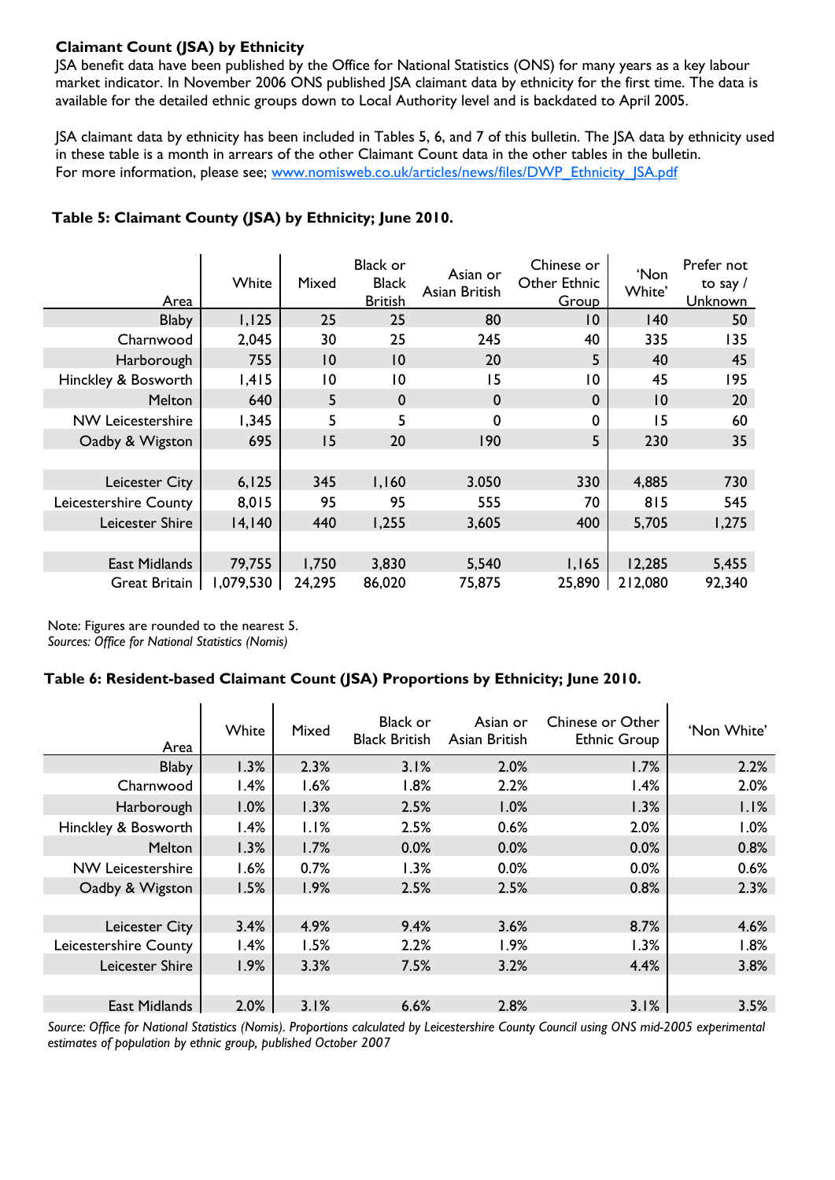**Claimant Count (JSA) by Ethnicity**

JSA benefit data have been published by the Office for National Statistics (ONS) for many years as a key labour market indicator. In November 2006 ONS published JSA claimant data by ethnicity for the first time. The data is available for the detailed ethnic groups down to Local Authority level and is backdated to April 2005.

JSA claimant data by ethnicity has been included in Tables 5, 6, and 7 of this bulletin. The JSA data by ethnicity used in these table is a month in arrears of the other Claimant Count data in the other tables in the bulletin. For more information, please see; [www.nomisweb.co.uk/articles/news/files/DWP_Ethnicity_JSA.pdf](www.nomisweb.co.uk/articles/news/files/DWP_Ethnicity_JSA.pdf)

**Table 5: Claimant County (JSA) by Ethnicity; June 2010.**

| Area | White | Mixed | Black or Black British | Asian or Asian British | Chinese or Other Ethnic Group | 'Non White' | Prefer not to say / Unknown |
|---|---|---|---|---|---|---|---|
| Blaby | 1,125 | 25 | 25 | 80 | 10 | 140 | 50 |
| Charnwood | 2,045 | 30 | 25 | 245 | 40 | 335 | 135 |
| Harborough | 755 | 10 | 10 | 20 | 5 | 40 | 45 |
| Hinckley & Bosworth | 1,415 | 10 | 10 | 15 | 10 | 45 | 195 |
| Melton | 640 | 5 | 0 | 0 | 0 | 10 | 20 |
| NW Leicestershire | 1,345 | 5 | 5 | 0 | 0 | 15 | 60 |
| Oadby & Wigston | 695 | 15 | 20 | 190 | 5 | 230 | 35 |
| | | | | | | | |
| Leicester City | 6,125 | 345 | 1,160 | 3.050 | 330 | 4,885 | 730 |
| Leicestershire County | 8,015 | 95 | 95 | 555 | 70 | 815 | 545 |
| Leicester Shire | 14,140 | 440 | 1,255 | 3,605 | 400 | 5,705 | 1,275 |
| | | | | | | | |
| East Midlands | 79,755 | 1,750 | 3,830 | 5,540 | 1,165 | 12,285 | 5,455 |
| Great Britain | 1,079,530 | 24,295 | 86,020 | 75,875 | 25,890 | 212,080 | 92,340 |

Note: Figures are rounded to the nearest 5.
*Sources: Office for National Statistics (Nomis)*

**Table 6: Resident-based Claimant Count (JSA) Proportions by Ethnicity; June 2010.**

| Area | White | Mixed | Black or Black British | Asian or Asian British | Chinese or Other Ethnic Group | 'Non White' |
|---|---|---|---|---|---|---|
| Blaby | 1.3% | 2.3% | 3.1% | 2.0% | 1.7% | 2.2% |
| Charnwood | 1.4% | 1.6% | 1.8% | 2.2% | 1.4% | 2.0% |
| Harborough | 1.0% | 1.3% | 2.5% | 1.0% | 1.3% | 1.1% |
| Hinckley & Bosworth | 1.4% | 1.1% | 2.5% | 0.6% | 2.0% | 1.0% |
| Melton | 1.3% | 1.7% | 0.0% | 0.0% | 0.0% | 0.8% |
| NW Leicestershire | 1.6% | 0.7% | 1.3% | 0.0% | 0.0% | 0.6% |
| Oadby & Wigston | 1.5% | 1.9% | 2.5% | 2.5% | 0.8% | 2.3% |
| | | | | | | |
| Leicester City | 3.4% | 4.9% | 9.4% | 3.6% | 8.7% | 4.6% |
| Leicestershire County | 1.4% | 1.5% | 2.2% | 1.9% | 1.3% | 1.8% |
| Leicester Shire | 1.9% | 3.3% | 7.5% | 3.2% | 4.4% | 3.8% |
| | | | | | | |
| East Midlands | 2.0% | 3.1% | 6.6% | 2.8% | 3.1% | 3.5% |

*Source: Office for National Statistics (Nomis). Proportions calculated by Leicestershire County Council using ONS mid-2005 experimental estimates of population by ethnic group, published October 2007*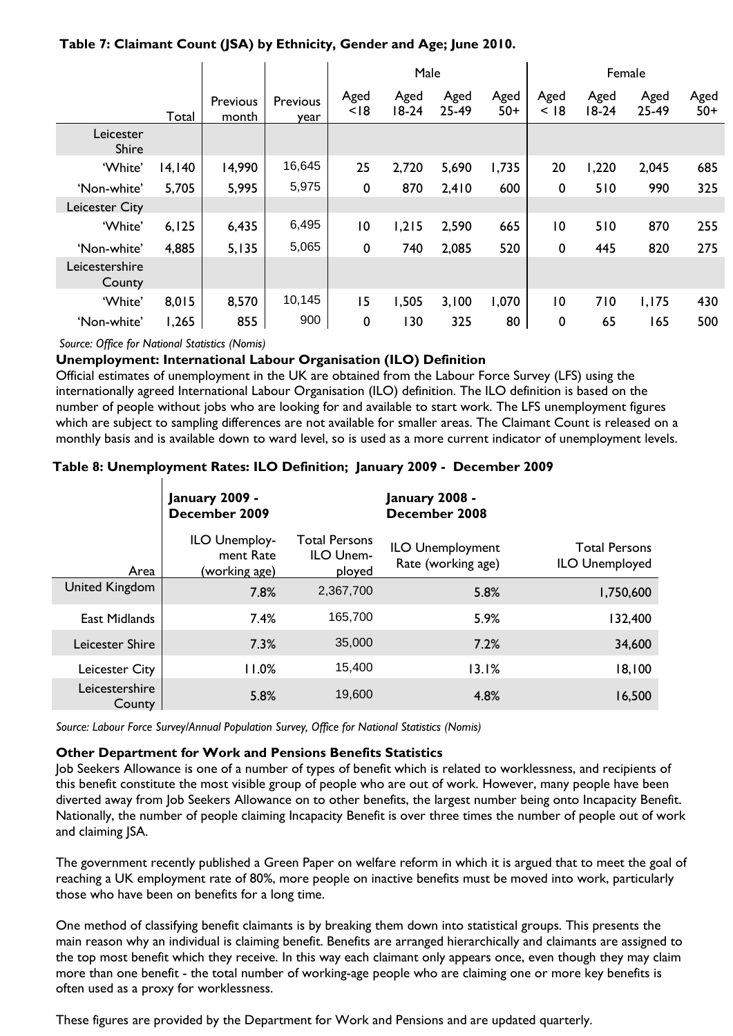**Table 7: Claimant Count (JSA) by Ethnicity, Gender and Age; June 2010.**

| | Total | Previous month | Previous year | Male Aged <18 | Male Aged 18-24 | Male Aged 25-49 | Male Aged 50+ | Female Aged < 18 | Female Aged 18-24 | Female Aged 25-49 | Female Aged 50+ |
|---|---|---|---|---|---|---|---|---|---|---|---|
| **Leicester Shire** | | | | | | | | | | | |
| 'White' | 14,140 | 14,990 | 16,645 | 25 | 2,720 | 5,690 | 1,735 | 20 | 1,220 | 2,045 | 685 |
| 'Non-white' | 5,705 | 5,995 | 5,975 | 0 | 870 | 2,410 | 600 | 0 | 510 | 990 | 325 |
| **Leicester City** | | | | | | | | | | | |
| 'White' | 6,125 | 6,435 | 6,495 | 10 | 1,215 | 2,590 | 665 | 10 | 510 | 870 | 255 |
| 'Non-white' | 4,885 | 5,135 | 5,065 | 0 | 740 | 2,085 | 520 | 0 | 445 | 820 | 275 |
| **Leicestershire County** | | | | | | | | | | | |
| 'White' | 8,015 | 8,570 | 10,145 | 15 | 1,505 | 3,100 | 1,070 | 10 | 710 | 1,175 | 430 |
| 'Non-white' | 1,265 | 855 | 900 | 0 | 130 | 325 | 80 | 0 | 65 | 165 | 500 |

*Source: Office for National Statistics (Nomis)*

**Unemployment: International Labour Organisation (ILO) Definition**

Official estimates of unemployment in the UK are obtained from the Labour Force Survey (LFS) using the internationally agreed International Labour Organisation (ILO) definition. The ILO definition is based on the number of people without jobs who are looking for and available to start work. The LFS unemployment figures which are subject to sampling differences are not available for smaller areas. The Claimant Count is released on a monthly basis and is available down to ward level, so is used as a more current indicator of unemployment levels.

**Table 8: Unemployment Rates: ILO Definition; January 2009 - December 2009**

| Area | January 2009 - December 2009: ILO Unemployment Rate (working age) | January 2009 - December 2009: Total Persons ILO Unemployed | January 2008 - December 2008: ILO Unemployment Rate (working age) | January 2008 - December 2008: Total Persons ILO Unemployed |
|---|---|---|---|---|
| United Kingdom | 7.8% | 2,367,700 | 5.8% | 1,750,600 |
| East Midlands | 7.4% | 165,700 | 5.9% | 132,400 |
| Leicester Shire | 7.3% | 35,000 | 7.2% | 34,600 |
| Leicester City | 11.0% | 15,400 | 13.1% | 18,100 |
| Leicestershire County | 5.8% | 19,600 | 4.8% | 16,500 |

*Source: Labour Force Survey/Annual Population Survey, Office for National Statistics (Nomis)*

**Other Department for Work and Pensions Benefits Statistics**

Job Seekers Allowance is one of a number of types of benefit which is related to worklessness, and recipients of this benefit constitute the most visible group of people who are out of work. However, many people have been diverted away from Job Seekers Allowance on to other benefits, the largest number being onto Incapacity Benefit. Nationally, the number of people claiming Incapacity Benefit is over three times the number of people out of work and claiming JSA.

The government recently published a Green Paper on welfare reform in which it is argued that to meet the goal of reaching a UK employment rate of 80%, more people on inactive benefits must be moved into work, particularly those who have been on benefits for a long time.

One method of classifying benefit claimants is by breaking them down into statistical groups. This presents the main reason why an individual is claiming benefit. Benefits are arranged hierarchically and claimants are assigned to the top most benefit which they receive. In this way each claimant only appears once, even though they may claim more than one benefit - the total number of working-age people who are claiming one or more key benefits is often used as a proxy for worklessness.

These figures are provided by the Department for Work and Pensions and are updated quarterly.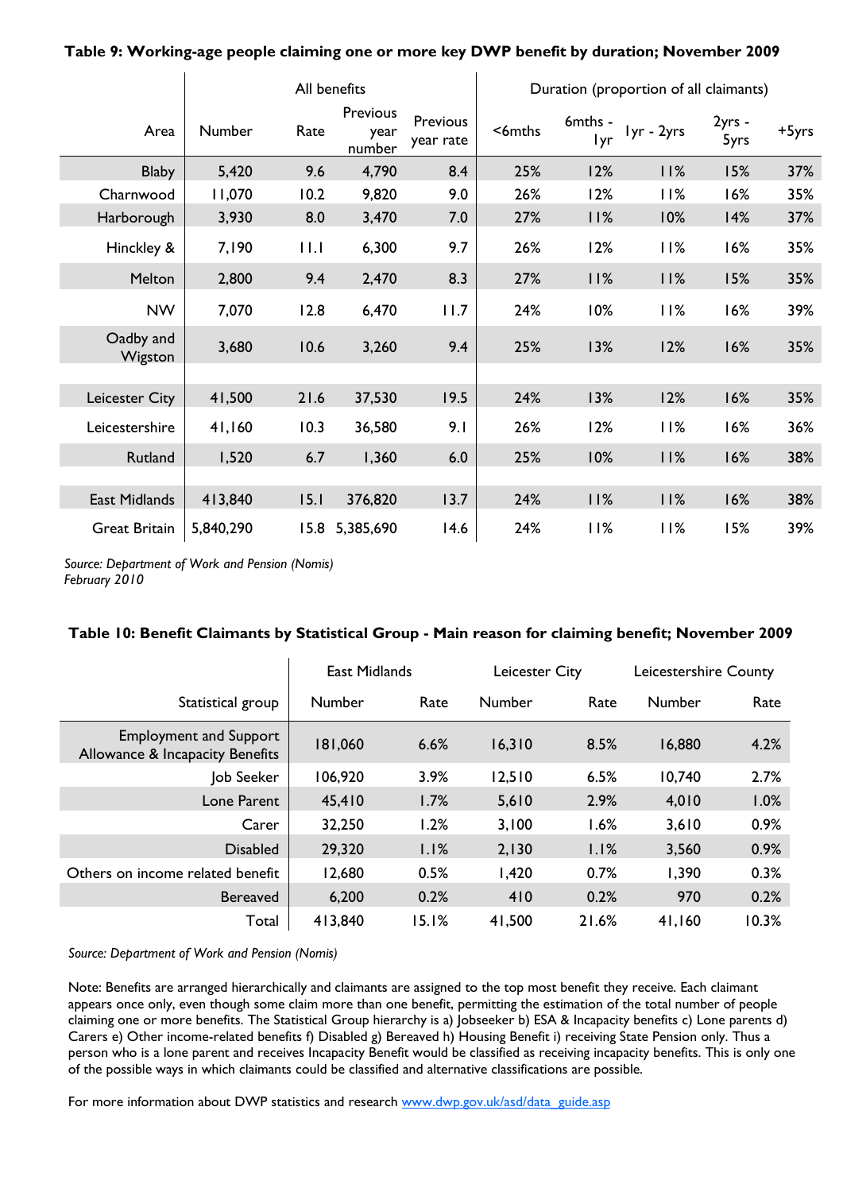**Table 9: Working-age people claiming one or more key DWP benefit by duration; November 2009**

| | All benefits | | | | Duration (proportion of all claimants) | | | | |
|---|---|---|---|---|---|---|---|---|---|
| Area | Number | Rate | Previous year number | Previous year rate | <6mths | 6mths - 1yr | 1yr - 2yrs | 2yrs - 5yrs | +5yrs |
| Blaby | 5,420 | 9.6 | 4,790 | 8.4 | 25% | 12% | 11% | 15% | 37% |
| Charnwood | 11,070 | 10.2 | 9,820 | 9.0 | 26% | 12% | 11% | 16% | 35% |
| Harborough | 3,930 | 8.0 | 3,470 | 7.0 | 27% | 11% | 10% | 14% | 37% |
| Hinckley & | 7,190 | 11.1 | 6,300 | 9.7 | 26% | 12% | 11% | 16% | 35% |
| Melton | 2,800 | 9.4 | 2,470 | 8.3 | 27% | 11% | 11% | 15% | 35% |
| NW | 7,070 | 12.8 | 6,470 | 11.7 | 24% | 10% | 11% | 16% | 39% |
| Oadby and Wigston | 3,680 | 10.6 | 3,260 | 9.4 | 25% | 13% | 12% | 16% | 35% |
| | | | | | | | | | |
| Leicester City | 41,500 | 21.6 | 37,530 | 19.5 | 24% | 13% | 12% | 16% | 35% |
| Leicestershire | 41,160 | 10.3 | 36,580 | 9.1 | 26% | 12% | 11% | 16% | 36% |
| Rutland | 1,520 | 6.7 | 1,360 | 6.0 | 25% | 10% | 11% | 16% | 38% |
| | | | | | | | | | |
| East Midlands | 413,840 | 15.1 | 376,820 | 13.7 | 24% | 11% | 11% | 16% | 38% |
| Great Britain | 5,840,290 | 15.8 | 5,385,690 | 14.6 | 24% | 11% | 11% | 15% | 39% |

*Source: Department of Work and Pension (Nomis)*
*February 2010*

**Table 10: Benefit Claimants by Statistical Group - Main reason for claiming benefit; November 2009**

| | East Midlands | | Leicester City | | Leicestershire County | |
|---|---|---|---|---|---|---|
| Statistical group | Number | Rate | Number | Rate | Number | Rate |
| Employment and Support Allowance & Incapacity Benefits | 181,060 | 6.6% | 16,310 | 8.5% | 16,880 | 4.2% |
| Job Seeker | 106,920 | 3.9% | 12,510 | 6.5% | 10,740 | 2.7% |
| Lone Parent | 45,410 | 1.7% | 5,610 | 2.9% | 4,010 | 1.0% |
| Carer | 32,250 | 1.2% | 3,100 | 1.6% | 3,610 | 0.9% |
| Disabled | 29,320 | 1.1% | 2,130 | 1.1% | 3,560 | 0.9% |
| Others on income related benefit | 12,680 | 0.5% | 1,420 | 0.7% | 1,390 | 0.3% |
| Bereaved | 6,200 | 0.2% | 410 | 0.2% | 970 | 0.2% |
| Total | 413,840 | 15.1% | 41,500 | 21.6% | 41,160 | 10.3% |

*Source: Department of Work and Pension (Nomis)*

Note: Benefits are arranged hierarchically and claimants are assigned to the top most benefit they receive. Each claimant appears once only, even though some claim more than one benefit, permitting the estimation of the total number of people claiming one or more benefits. The Statistical Group hierarchy is a) Jobseeker b) ESA & Incapacity benefits c) Lone parents d) Carers e) Other income-related benefits f) Disabled g) Bereaved h) Housing Benefit i) receiving State Pension only. Thus a person who is a lone parent and receives Incapacity Benefit would be classified as receiving incapacity benefits. This is only one of the possible ways in which claimants could be classified and alternative classifications are possible.

For more information about DWP statistics and research [www.dwp.gov.uk/asd/data_guide.asp](www.dwp.gov.uk/asd/data_guide.asp)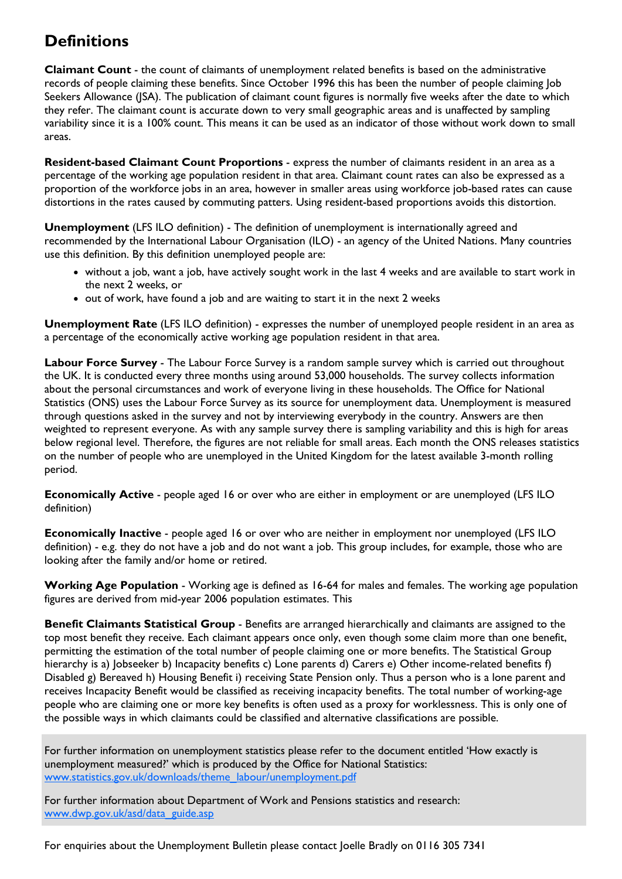# Definitions

**Claimant Count** - the count of claimants of unemployment related benefits is based on the administrative records of people claiming these benefits. Since October 1996 this has been the number of people claiming Job Seekers Allowance (JSA). The publication of claimant count figures is normally five weeks after the date to which they refer. The claimant count is accurate down to very small geographic areas and is unaffected by sampling variability since it is a 100% count. This means it can be used as an indicator of those without work down to small areas.

**Resident-based Claimant Count Proportions** - express the number of claimants resident in an area as a percentage of the working age population resident in that area. Claimant count rates can also be expressed as a proportion of the workforce jobs in an area, however in smaller areas using workforce job-based rates can cause distortions in the rates caused by commuting patters. Using resident-based proportions avoids this distortion.

**Unemployment** (LFS ILO definition) - The definition of unemployment is internationally agreed and recommended by the International Labour Organisation (ILO) - an agency of the United Nations. Many countries use this definition. By this definition unemployed people are:

- without a job, want a job, have actively sought work in the last 4 weeks and are available to start work in the next 2 weeks, or
- out of work, have found a job and are waiting to start it in the next 2 weeks

**Unemployment Rate** (LFS ILO definition) - expresses the number of unemployed people resident in an area as a percentage of the economically active working age population resident in that area.

**Labour Force Survey** - The Labour Force Survey is a random sample survey which is carried out throughout the UK. It is conducted every three months using around 53,000 households. The survey collects information about the personal circumstances and work of everyone living in these households. The Office for National Statistics (ONS) uses the Labour Force Survey as its source for unemployment data. Unemployment is measured through questions asked in the survey and not by interviewing everybody in the country. Answers are then weighted to represent everyone. As with any sample survey there is sampling variability and this is high for areas below regional level. Therefore, the figures are not reliable for small areas. Each month the ONS releases statistics on the number of people who are unemployed in the United Kingdom for the latest available 3-month rolling period.

**Economically Active** - people aged 16 or over who are either in employment or are unemployed (LFS ILO definition)

**Economically Inactive** - people aged 16 or over who are neither in employment nor unemployed (LFS ILO definition) - e.g. they do not have a job and do not want a job. This group includes, for example, those who are looking after the family and/or home or retired.

**Working Age Population** - Working age is defined as 16-64 for males and females. The working age population figures are derived from mid-year 2006 population estimates. This

**Benefit Claimants Statistical Group** - Benefits are arranged hierarchically and claimants are assigned to the top most benefit they receive. Each claimant appears once only, even though some claim more than one benefit, permitting the estimation of the total number of people claiming one or more benefits. The Statistical Group hierarchy is a) Jobseeker b) Incapacity benefits c) Lone parents d) Carers e) Other income-related benefits f) Disabled g) Bereaved h) Housing Benefit i) receiving State Pension only. Thus a person who is a lone parent and receives Incapacity Benefit would be classified as receiving incapacity benefits. The total number of working-age people who are claiming one or more key benefits is often used as a proxy for worklessness. This is only one of the possible ways in which claimants could be classified and alternative classifications are possible.

For further information on unemployment statistics please refer to the document entitled 'How exactly is unemployment measured?' which is produced by the Office for National Statistics:
www.statistics.gov.uk/downloads/theme_labour/unemployment.pdf

For further information about Department of Work and Pensions statistics and research:
www.dwp.gov.uk/asd/data_guide.asp

For enquiries about the Unemployment Bulletin please contact Joelle Bradly on 0116 305 7341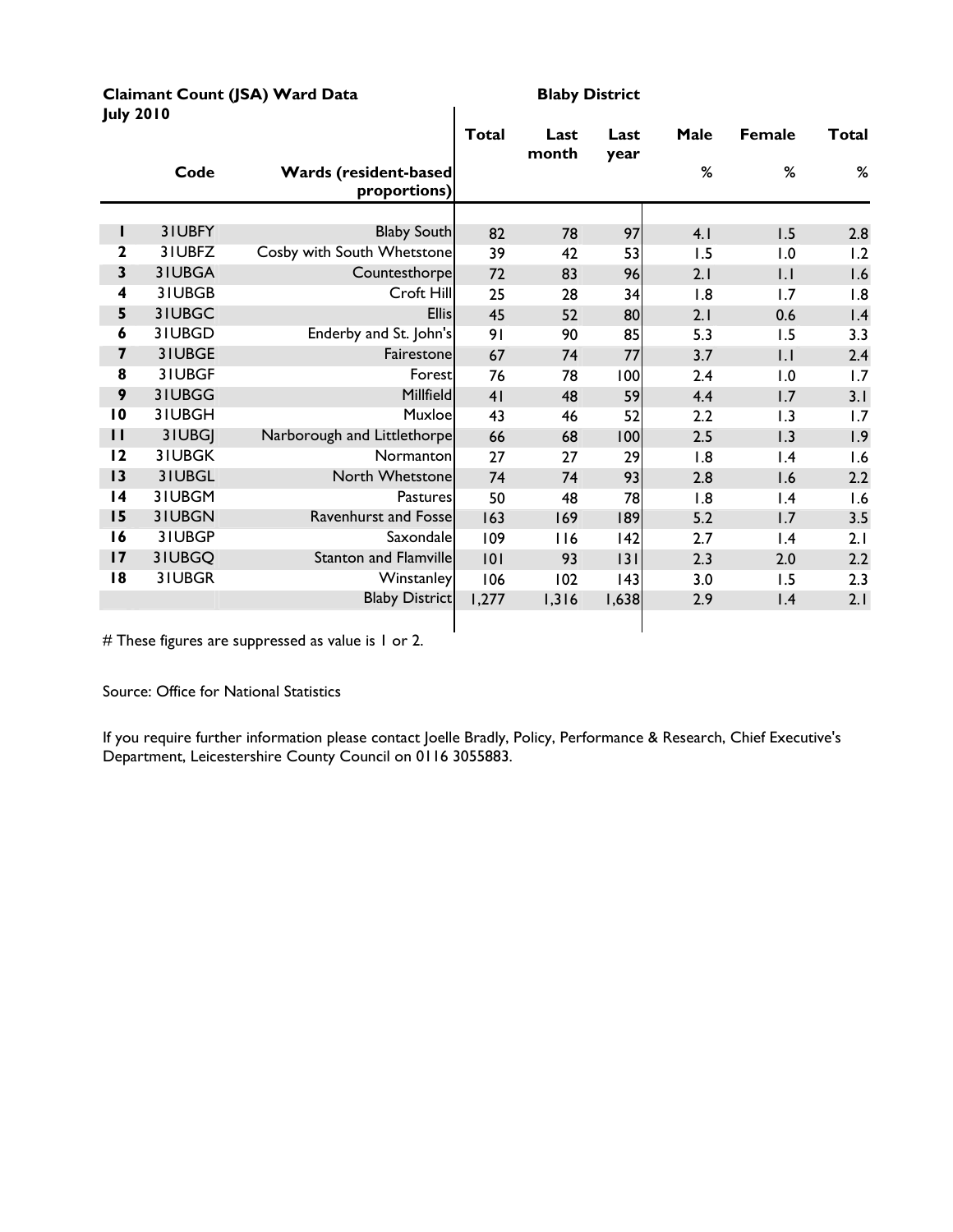**Claimant Count (JSA) Ward Data** **Blaby District**
**July 2010**

| | Code | Wards (resident-based proportions) | Total | Last month | Last year | Male % | Female % | Total % |
|---|---|---|---|---|---|---|---|---|
| 1 | 31UBFY | Blaby South | 82 | 78 | 97 | 4.1 | 1.5 | 2.8 |
| 2 | 31UBFZ | Cosby with South Whetstone | 39 | 42 | 53 | 1.5 | 1.0 | 1.2 |
| 3 | 31UBGA | Countesthorpe | 72 | 83 | 96 | 2.1 | 1.1 | 1.6 |
| 4 | 31UBGB | Croft Hill | 25 | 28 | 34 | 1.8 | 1.7 | 1.8 |
| 5 | 31UBGC | Ellis | 45 | 52 | 80 | 2.1 | 0.6 | 1.4 |
| 6 | 31UBGD | Enderby and St. John's | 91 | 90 | 85 | 5.3 | 1.5 | 3.3 |
| 7 | 31UBGE | Fairestone | 67 | 74 | 77 | 3.7 | 1.1 | 2.4 |
| 8 | 31UBGF | Forest | 76 | 78 | 100 | 2.4 | 1.0 | 1.7 |
| 9 | 31UBGG | Millfield | 41 | 48 | 59 | 4.4 | 1.7 | 3.1 |
| 10 | 31UBGH | Muxloe | 43 | 46 | 52 | 2.2 | 1.3 | 1.7 |
| 11 | 31UBGJ | Narborough and Littlethorpe | 66 | 68 | 100 | 2.5 | 1.3 | 1.9 |
| 12 | 31UBGK | Normanton | 27 | 27 | 29 | 1.8 | 1.4 | 1.6 |
| 13 | 31UBGL | North Whetstone | 74 | 74 | 93 | 2.8 | 1.6 | 2.2 |
| 14 | 31UBGM | Pastures | 50 | 48 | 78 | 1.8 | 1.4 | 1.6 |
| 15 | 31UBGN | Ravenhurst and Fosse | 163 | 169 | 189 | 5.2 | 1.7 | 3.5 |
| 16 | 31UBGP | Saxondale | 109 | 116 | 142 | 2.7 | 1.4 | 2.1 |
| 17 | 31UBGQ | Stanton and Flamville | 101 | 93 | 131 | 2.3 | 2.0 | 2.2 |
| 18 | 31UBGR | Winstanley | 106 | 102 | 143 | 3.0 | 1.5 | 2.3 |
| | | Blaby District | 1,277 | 1,316 | 1,638 | 2.9 | 1.4 | 2.1 |

# These figures are suppressed as value is 1 or 2.

Source: Office for National Statistics

If you require further information please contact Joelle Bradly, Policy, Performance & Research, Chief Executive's Department, Leicestershire County Council on 0116 3055883.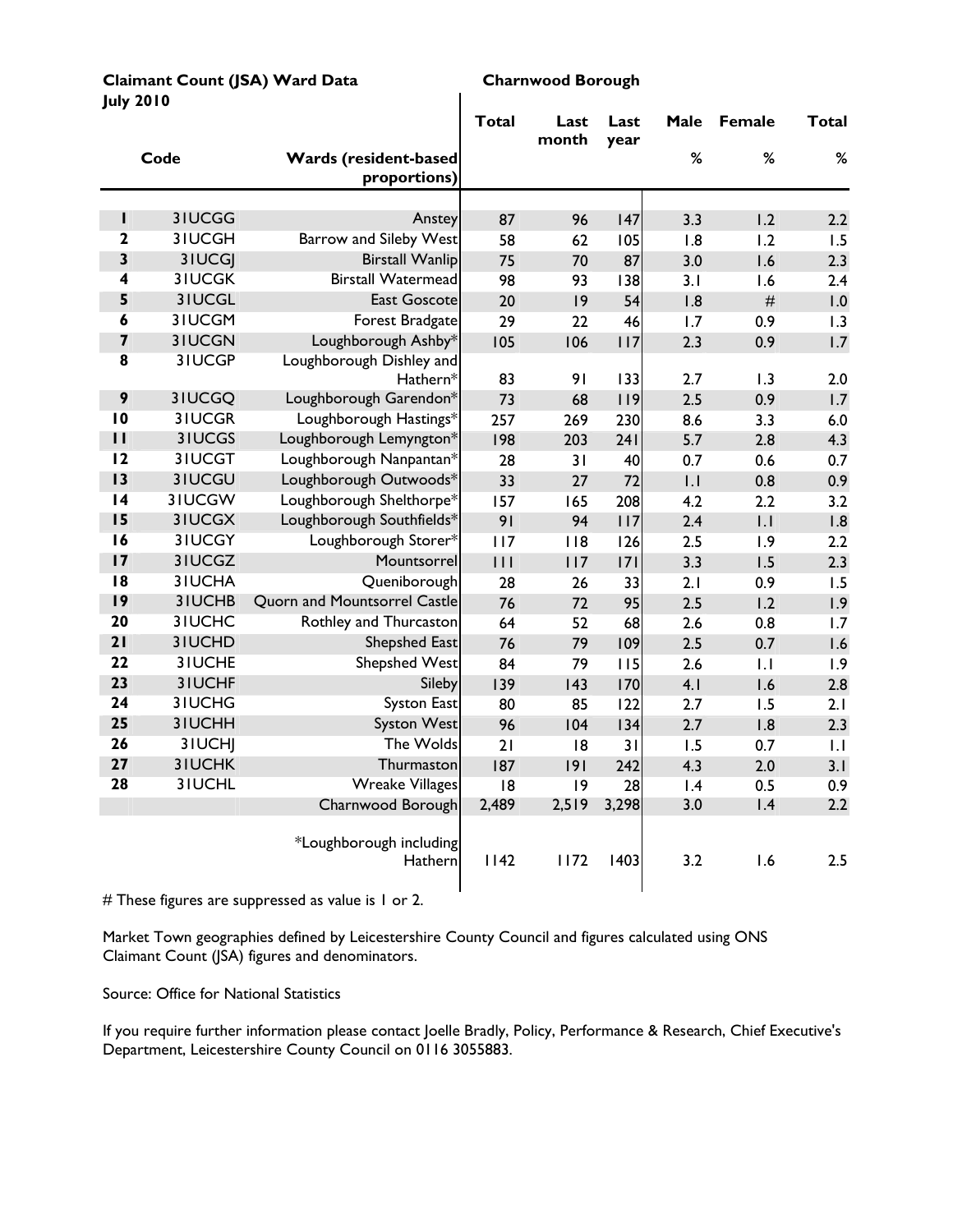**Claimant Count (JSA) Ward Data** **Charnwood Borough**

**July 2010**

| | Code | Wards (resident-based proportions) | Total | Last month | Last year | Male % | Female % | Total % |
|---|---|---|---|---|---|---|---|---|
| 1 | 31UCGG | Anstey | 87 | 96 | 147 | 3.3 | 1.2 | 2.2 |
| 2 | 31UCGH | Barrow and Sileby West | 58 | 62 | 105 | 1.8 | 1.2 | 1.5 |
| 3 | 31UCGJ | Birstall Wanlip | 75 | 70 | 87 | 3.0 | 1.6 | 2.3 |
| 4 | 31UCGK | Birstall Watermead | 98 | 93 | 138 | 3.1 | 1.6 | 2.4 |
| 5 | 31UCGL | East Goscote | 20 | 19 | 54 | 1.8 | # | 1.0 |
| 6 | 31UCGM | Forest Bradgate | 29 | 22 | 46 | 1.7 | 0.9 | 1.3 |
| 7 | 31UCGN | Loughborough Ashby* | 105 | 106 | 117 | 2.3 | 0.9 | 1.7 |
| 8 | 31UCGP | Loughborough Dishley and Hathern* | 83 | 91 | 133 | 2.7 | 1.3 | 2.0 |
| 9 | 31UCGQ | Loughborough Garendon* | 73 | 68 | 119 | 2.5 | 0.9 | 1.7 |
| 10 | 31UCGR | Loughborough Hastings* | 257 | 269 | 230 | 8.6 | 3.3 | 6.0 |
| 11 | 31UCGS | Loughborough Lemyngton* | 198 | 203 | 241 | 5.7 | 2.8 | 4.3 |
| 12 | 31UCGT | Loughborough Nanpantan* | 28 | 31 | 40 | 0.7 | 0.6 | 0.7 |
| 13 | 31UCGU | Loughborough Outwoods* | 33 | 27 | 72 | 1.1 | 0.8 | 0.9 |
| 14 | 31UCGW | Loughborough Shelthorpe* | 157 | 165 | 208 | 4.2 | 2.2 | 3.2 |
| 15 | 31UCGX | Loughborough Southfields* | 91 | 94 | 117 | 2.4 | 1.1 | 1.8 |
| 16 | 31UCGY | Loughborough Storer* | 117 | 118 | 126 | 2.5 | 1.9 | 2.2 |
| 17 | 31UCGZ | Mountsorrel | 111 | 117 | 171 | 3.3 | 1.5 | 2.3 |
| 18 | 31UCHA | Queniborough | 28 | 26 | 33 | 2.1 | 0.9 | 1.5 |
| 19 | 31UCHB | Quorn and Mountsorrel Castle | 76 | 72 | 95 | 2.5 | 1.2 | 1.9 |
| 20 | 31UCHC | Rothley and Thurcaston | 64 | 52 | 68 | 2.6 | 0.8 | 1.7 |
| 21 | 31UCHD | Shepshed East | 76 | 79 | 109 | 2.5 | 0.7 | 1.6 |
| 22 | 31UCHE | Shepshed West | 84 | 79 | 115 | 2.6 | 1.1 | 1.9 |
| 23 | 31UCHF | Sileby | 139 | 143 | 170 | 4.1 | 1.6 | 2.8 |
| 24 | 31UCHG | Syston East | 80 | 85 | 122 | 2.7 | 1.5 | 2.1 |
| 25 | 31UCHH | Syston West | 96 | 104 | 134 | 2.7 | 1.8 | 2.3 |
| 26 | 31UCHJ | The Wolds | 21 | 18 | 31 | 1.5 | 0.7 | 1.1 |
| 27 | 31UCHK | Thurmaston | 187 | 191 | 242 | 4.3 | 2.0 | 3.1 |
| 28 | 31UCHL | Wreake Villages | 18 | 19 | 28 | 1.4 | 0.5 | 0.9 |
| | | Charnwood Borough | 2,489 | 2,519 | 3,298 | 3.0 | 1.4 | 2.2 |
| | | *Loughborough including Hathern | 1142 | 1172 | 1403 | 3.2 | 1.6 | 2.5 |

# These figures are suppressed as value is 1 or 2.

Market Town geographies defined by Leicestershire County Council and figures calculated using ONS Claimant Count (JSA) figures and denominators.

Source: Office for National Statistics

If you require further information please contact Joelle Bradly, Policy, Performance & Research, Chief Executive's Department, Leicestershire County Council on 0116 3055883.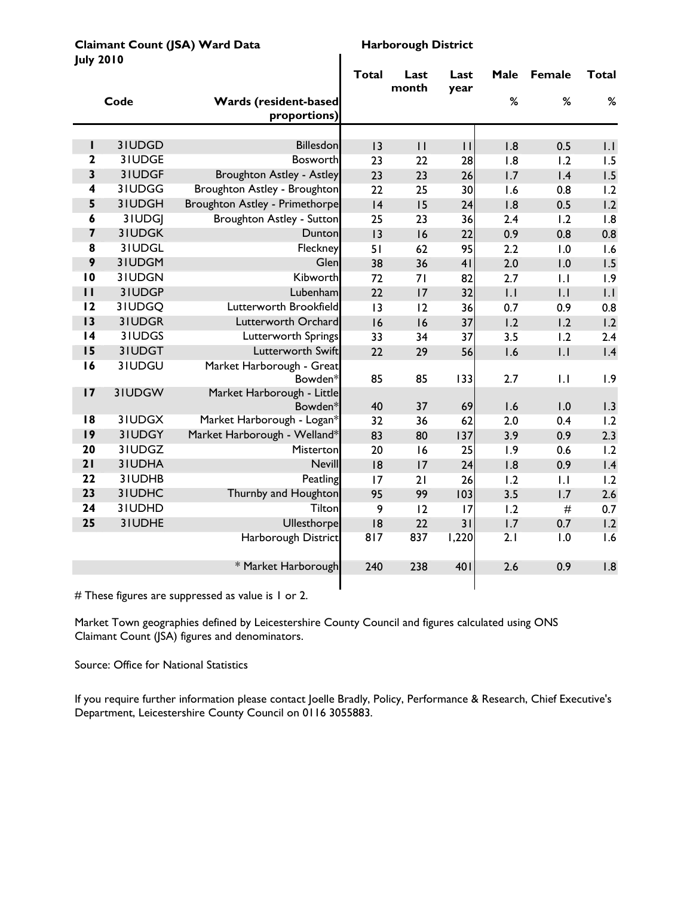**Claimant Count (JSA) Ward Data** **Harborough District**
**July 2010**

| | Code | Wards (resident-based proportions) | Total | Last month | Last year | Male % | Female % | Total % |
|---|---|---|---|---|---|---|---|---|
| 1 | 31UDGD | Billesdon | 13 | 11 | 11 | 1.8 | 0.5 | 1.1 |
| 2 | 31UDGE | Bosworth | 23 | 22 | 28 | 1.8 | 1.2 | 1.5 |
| 3 | 31UDGF | Broughton Astley - Astley | 23 | 23 | 26 | 1.7 | 1.4 | 1.5 |
| 4 | 31UDGG | Broughton Astley - Broughton | 22 | 25 | 30 | 1.6 | 0.8 | 1.2 |
| 5 | 31UDGH | Broughton Astley - Primethorpe | 14 | 15 | 24 | 1.8 | 0.5 | 1.2 |
| 6 | 31UDGJ | Broughton Astley - Sutton | 25 | 23 | 36 | 2.4 | 1.2 | 1.8 |
| 7 | 31UDGK | Dunton | 13 | 16 | 22 | 0.9 | 0.8 | 0.8 |
| 8 | 31UDGL | Fleckney | 51 | 62 | 95 | 2.2 | 1.0 | 1.6 |
| 9 | 31UDGM | Glen | 38 | 36 | 41 | 2.0 | 1.0 | 1.5 |
| 10 | 31UDGN | Kibworth | 72 | 71 | 82 | 2.7 | 1.1 | 1.9 |
| 11 | 31UDGP | Lubenham | 22 | 17 | 32 | 1.1 | 1.1 | 1.1 |
| 12 | 31UDGQ | Lutterworth Brookfield | 13 | 12 | 36 | 0.7 | 0.9 | 0.8 |
| 13 | 31UDGR | Lutterworth Orchard | 16 | 16 | 37 | 1.2 | 1.2 | 1.2 |
| 14 | 31UDGS | Lutterworth Springs | 33 | 34 | 37 | 3.5 | 1.2 | 2.4 |
| 15 | 31UDGT | Lutterworth Swift | 22 | 29 | 56 | 1.6 | 1.1 | 1.4 |
| 16 | 31UDGU | Market Harborough - Great Bowden* | 85 | 85 | 133 | 2.7 | 1.1 | 1.9 |
| 17 | 31UDGW | Market Harborough - Little Bowden* | 40 | 37 | 69 | 1.6 | 1.0 | 1.3 |
| 18 | 31UDGX | Market Harborough - Logan* | 32 | 36 | 62 | 2.0 | 0.4 | 1.2 |
| 19 | 31UDGY | Market Harborough - Welland* | 83 | 80 | 137 | 3.9 | 0.9 | 2.3 |
| 20 | 31UDGZ | Misterton | 20 | 16 | 25 | 1.9 | 0.6 | 1.2 |
| 21 | 31UDHA | Nevill | 18 | 17 | 24 | 1.8 | 0.9 | 1.4 |
| 22 | 31UDHB | Peatling | 17 | 21 | 26 | 1.2 | 1.1 | 1.2 |
| 23 | 31UDHC | Thurnby and Houghton | 95 | 99 | 103 | 3.5 | 1.7 | 2.6 |
| 24 | 31UDHD | Tilton | 9 | 12 | 17 | 1.2 | # | 0.7 |
| 25 | 31UDHE | Ullesthorpe | 18 | 22 | 31 | 1.7 | 0.7 | 1.2 |
| | | Harborough District | 817 | 837 | 1,220 | 2.1 | 1.0 | 1.6 |
| | | * Market Harborough | 240 | 238 | 401 | 2.6 | 0.9 | 1.8 |

# These figures are suppressed as value is 1 or 2.

Market Town geographies defined by Leicestershire County Council and figures calculated using ONS Claimant Count (JSA) figures and denominators.

Source: Office for National Statistics

If you require further information please contact Joelle Bradly, Policy, Performance & Research, Chief Executive's Department, Leicestershire County Council on 0116 3055883.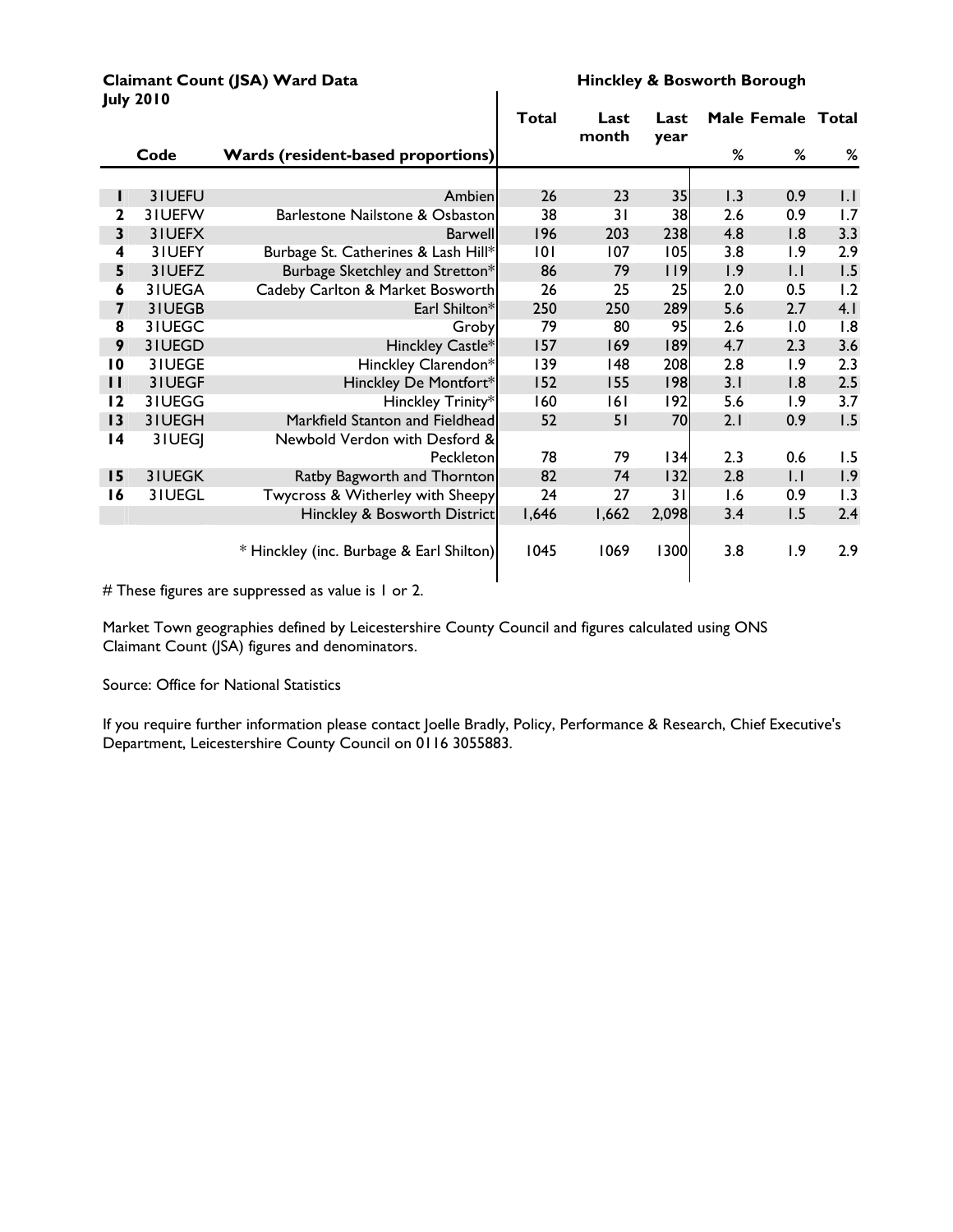**Claimant Count (JSA) Ward Data**
**July 2010**

**Hinckley & Bosworth Borough**

| | Code | Wards (resident-based proportions) | Total | Last month | Last year | Male % | Female % | Total % |
|---|---|---|---|---|---|---|---|---|
| 1 | 31UEFU | Ambien | 26 | 23 | 35 | 1.3 | 0.9 | 1.1 |
| 2 | 31UEFW | Barlestone Nailstone & Osbaston | 38 | 31 | 38 | 2.6 | 0.9 | 1.7 |
| 3 | 31UEFX | Barwell | 196 | 203 | 238 | 4.8 | 1.8 | 3.3 |
| 4 | 31UEFY | Burbage St. Catherines & Lash Hill* | 101 | 107 | 105 | 3.8 | 1.9 | 2.9 |
| 5 | 31UEFZ | Burbage Sketchley and Stretton* | 86 | 79 | 119 | 1.9 | 1.1 | 1.5 |
| 6 | 31UEGA | Cadeby Carlton & Market Bosworth | 26 | 25 | 25 | 2.0 | 0.5 | 1.2 |
| 7 | 31UEGB | Earl Shilton* | 250 | 250 | 289 | 5.6 | 2.7 | 4.1 |
| 8 | 31UEGC | Groby | 79 | 80 | 95 | 2.6 | 1.0 | 1.8 |
| 9 | 31UEGD | Hinckley Castle* | 157 | 169 | 189 | 4.7 | 2.3 | 3.6 |
| 10 | 31UEGE | Hinckley Clarendon* | 139 | 148 | 208 | 2.8 | 1.9 | 2.3 |
| 11 | 31UEGF | Hinckley De Montfort* | 152 | 155 | 198 | 3.1 | 1.8 | 2.5 |
| 12 | 31UEGG | Hinckley Trinity* | 160 | 161 | 192 | 5.6 | 1.9 | 3.7 |
| 13 | 31UEGH | Markfield Stanton and Fieldhead | 52 | 51 | 70 | 2.1 | 0.9 | 1.5 |
| 14 | 31UEGJ | Newbold Verdon with Desford & Peckleton | 78 | 79 | 134 | 2.3 | 0.6 | 1.5 |
| 15 | 31UEGK | Ratby Bagworth and Thornton | 82 | 74 | 132 | 2.8 | 1.1 | 1.9 |
| 16 | 31UEGL | Twycross & Witherley with Sheepy | 24 | 27 | 31 | 1.6 | 0.9 | 1.3 |
| | | Hinckley & Bosworth District | 1,646 | 1,662 | 2,098 | 3.4 | 1.5 | 2.4 |
| | | * Hinckley (inc. Burbage & Earl Shilton) | 1045 | 1069 | 1300 | 3.8 | 1.9 | 2.9 |

# These figures are suppressed as value is 1 or 2.

Market Town geographies defined by Leicestershire County Council and figures calculated using ONS Claimant Count (JSA) figures and denominators.

Source: Office for National Statistics

If you require further information please contact Joelle Bradly, Policy, Performance & Research, Chief Executive's Department, Leicestershire County Council on 0116 3055883.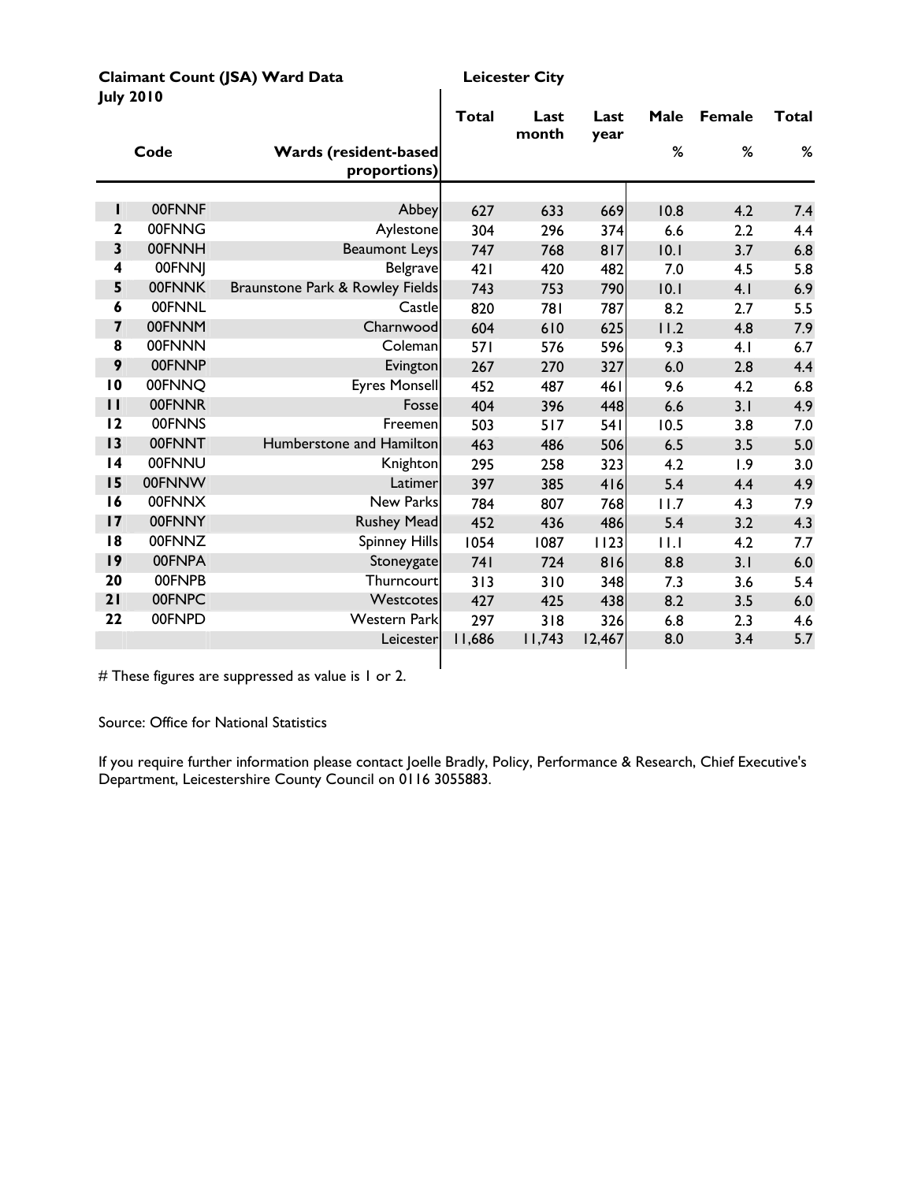**Claimant Count (JSA) Ward Data** **Leicester City**
**July 2010**

| | Code | Wards (resident-based proportions) | Total | Last month | Last year | Male % | Female % | Total % |
|---|---|---|---|---|---|---|---|---|
| 1 | 00FNNF | Abbey | 627 | 633 | 669 | 10.8 | 4.2 | 7.4 |
| 2 | 00FNNG | Aylestone | 304 | 296 | 374 | 6.6 | 2.2 | 4.4 |
| 3 | 00FNNH | Beaumont Leys | 747 | 768 | 817 | 10.1 | 3.7 | 6.8 |
| 4 | 00FNNJ | Belgrave | 421 | 420 | 482 | 7.0 | 4.5 | 5.8 |
| 5 | 00FNNK | Braunstone Park & Rowley Fields | 743 | 753 | 790 | 10.1 | 4.1 | 6.9 |
| 6 | 00FNNL | Castle | 820 | 781 | 787 | 8.2 | 2.7 | 5.5 |
| 7 | 00FNNM | Charnwood | 604 | 610 | 625 | 11.2 | 4.8 | 7.9 |
| 8 | 00FNNN | Coleman | 571 | 576 | 596 | 9.3 | 4.1 | 6.7 |
| 9 | 00FNNP | Evington | 267 | 270 | 327 | 6.0 | 2.8 | 4.4 |
| 10 | 00FNNQ | Eyres Monsell | 452 | 487 | 461 | 9.6 | 4.2 | 6.8 |
| 11 | 00FNNR | Fosse | 404 | 396 | 448 | 6.6 | 3.1 | 4.9 |
| 12 | 00FNNS | Freemen | 503 | 517 | 541 | 10.5 | 3.8 | 7.0 |
| 13 | 00FNNT | Humberstone and Hamilton | 463 | 486 | 506 | 6.5 | 3.5 | 5.0 |
| 14 | 00FNNU | Knighton | 295 | 258 | 323 | 4.2 | 1.9 | 3.0 |
| 15 | 00FNNW | Latimer | 397 | 385 | 416 | 5.4 | 4.4 | 4.9 |
| 16 | 00FNNX | New Parks | 784 | 807 | 768 | 11.7 | 4.3 | 7.9 |
| 17 | 00FNNY | Rushey Mead | 452 | 436 | 486 | 5.4 | 3.2 | 4.3 |
| 18 | 00FNNZ | Spinney Hills | 1054 | 1087 | 1123 | 11.1 | 4.2 | 7.7 |
| 19 | 00FNPA | Stoneygate | 741 | 724 | 816 | 8.8 | 3.1 | 6.0 |
| 20 | 00FNPB | Thurncourt | 313 | 310 | 348 | 7.3 | 3.6 | 5.4 |
| 21 | 00FNPC | Westcotes | 427 | 425 | 438 | 8.2 | 3.5 | 6.0 |
| 22 | 00FNPD | Western Park | 297 | 318 | 326 | 6.8 | 2.3 | 4.6 |
| | | Leicester | 11,686 | 11,743 | 12,467 | 8.0 | 3.4 | 5.7 |

# These figures are suppressed as value is 1 or 2.

Source: Office for National Statistics

If you require further information please contact Joelle Bradly, Policy, Performance & Research, Chief Executive's Department, Leicestershire County Council on 0116 3055883.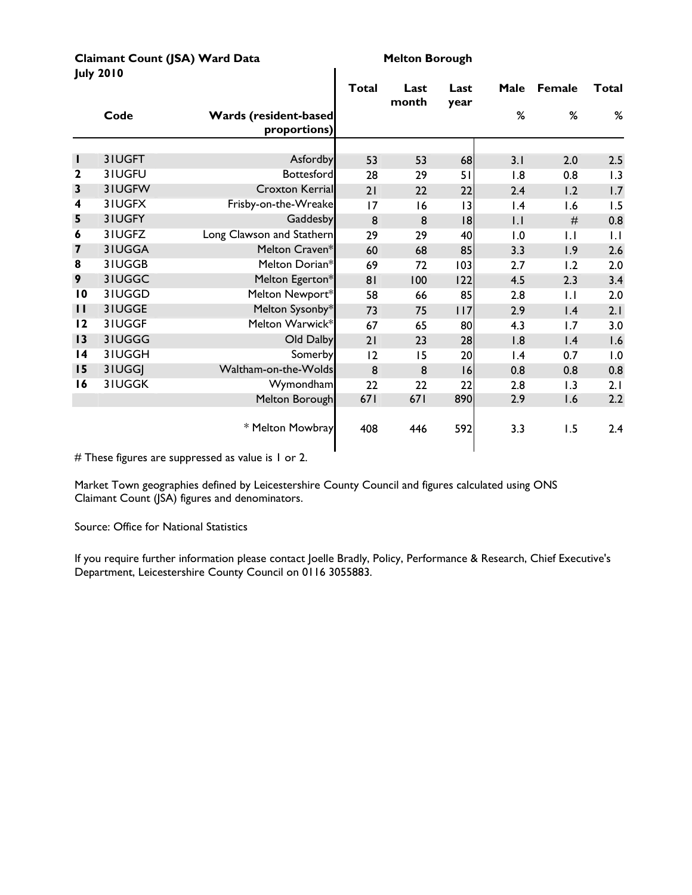**Claimant Count (JSA) Ward Data** **Melton Borough**
**July 2010**

| | Code | Wards (resident-based proportions) | Total | Last month | Last year | Male % | Female % | Total % |
|---|---|---|---|---|---|---|---|---|
| 1 | 31UGFT | Asfordby | 53 | 53 | 68 | 3.1 | 2.0 | 2.5 |
| 2 | 31UGFU | Bottesford | 28 | 29 | 51 | 1.8 | 0.8 | 1.3 |
| 3 | 31UGFW | Croxton Kerrial | 21 | 22 | 22 | 2.4 | 1.2 | 1.7 |
| 4 | 31UGFX | Frisby-on-the-Wreake | 17 | 16 | 13 | 1.4 | 1.6 | 1.5 |
| 5 | 31UGFY | Gaddesby | 8 | 8 | 18 | 1.1 | # | 0.8 |
| 6 | 31UGFZ | Long Clawson and Stathern | 29 | 29 | 40 | 1.0 | 1.1 | 1.1 |
| 7 | 31UGGA | Melton Craven* | 60 | 68 | 85 | 3.3 | 1.9 | 2.6 |
| 8 | 31UGGB | Melton Dorian* | 69 | 72 | 103 | 2.7 | 1.2 | 2.0 |
| 9 | 31UGGC | Melton Egerton* | 81 | 100 | 122 | 4.5 | 2.3 | 3.4 |
| 10 | 31UGGD | Melton Newport* | 58 | 66 | 85 | 2.8 | 1.1 | 2.0 |
| 11 | 31UGGE | Melton Sysonby* | 73 | 75 | 117 | 2.9 | 1.4 | 2.1 |
| 12 | 31UGGF | Melton Warwick* | 67 | 65 | 80 | 4.3 | 1.7 | 3.0 |
| 13 | 31UGGG | Old Dalby | 21 | 23 | 28 | 1.8 | 1.4 | 1.6 |
| 14 | 31UGGH | Somerby | 12 | 15 | 20 | 1.4 | 0.7 | 1.0 |
| 15 | 31UGGJ | Waltham-on-the-Wolds | 8 | 8 | 16 | 0.8 | 0.8 | 0.8 |
| 16 | 31UGGK | Wymondham | 22 | 22 | 22 | 2.8 | 1.3 | 2.1 |
| | | Melton Borough | 671 | 671 | 890 | 2.9 | 1.6 | 2.2 |
| | | * Melton Mowbray | 408 | 446 | 592 | 3.3 | 1.5 | 2.4 |

# These figures are suppressed as value is 1 or 2.

Market Town geographies defined by Leicestershire County Council and figures calculated using ONS Claimant Count (JSA) figures and denominators.

Source: Office for National Statistics

If you require further information please contact Joelle Bradly, Policy, Performance & Research, Chief Executive's Department, Leicestershire County Council on 0116 3055883.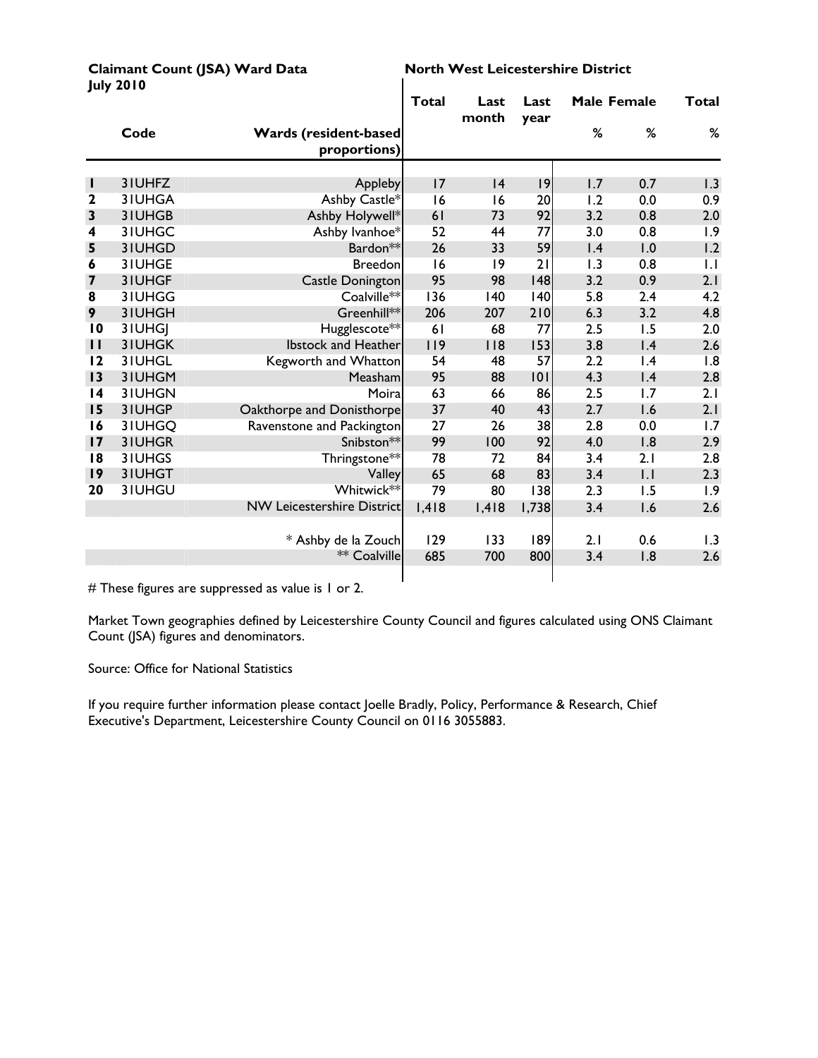**Claimant Count (JSA) Ward Data**
**July 2010**

**North West Leicestershire District**

| | Code | Wards (resident-based proportions) | Total | Last month | Last year | Male % | Female % | Total % |
|---|---|---|---|---|---|---|---|---|
| 1 | 31UHFZ | Appleby | 17 | 14 | 19 | 1.7 | 0.7 | 1.3 |
| 2 | 31UHGA | Ashby Castle* | 16 | 16 | 20 | 1.2 | 0.0 | 0.9 |
| 3 | 31UHGB | Ashby Holywell* | 61 | 73 | 92 | 3.2 | 0.8 | 2.0 |
| 4 | 31UHGC | Ashby Ivanhoe* | 52 | 44 | 77 | 3.0 | 0.8 | 1.9 |
| 5 | 31UHGD | Bardon** | 26 | 33 | 59 | 1.4 | 1.0 | 1.2 |
| 6 | 31UHGE | Breedon | 16 | 19 | 21 | 1.3 | 0.8 | 1.1 |
| 7 | 31UHGF | Castle Donington | 95 | 98 | 148 | 3.2 | 0.9 | 2.1 |
| 8 | 31UHGG | Coalville** | 136 | 140 | 140 | 5.8 | 2.4 | 4.2 |
| 9 | 31UHGH | Greenhill** | 206 | 207 | 210 | 6.3 | 3.2 | 4.8 |
| 10 | 31UHGJ | Hugglescote** | 61 | 68 | 77 | 2.5 | 1.5 | 2.0 |
| 11 | 31UHGK | Ibstock and Heather | 119 | 118 | 153 | 3.8 | 1.4 | 2.6 |
| 12 | 31UHGL | Kegworth and Whatton | 54 | 48 | 57 | 2.2 | 1.4 | 1.8 |
| 13 | 31UHGM | Measham | 95 | 88 | 101 | 4.3 | 1.4 | 2.8 |
| 14 | 31UHGN | Moira | 63 | 66 | 86 | 2.5 | 1.7 | 2.1 |
| 15 | 31UHGP | Oakthorpe and Donisthorpe | 37 | 40 | 43 | 2.7 | 1.6 | 2.1 |
| 16 | 31UHGQ | Ravenstone and Packington | 27 | 26 | 38 | 2.8 | 0.0 | 1.7 |
| 17 | 31UHGR | Snibston** | 99 | 100 | 92 | 4.0 | 1.8 | 2.9 |
| 18 | 31UHGS | Thringstone** | 78 | 72 | 84 | 3.4 | 2.1 | 2.8 |
| 19 | 31UHGT | Valley | 65 | 68 | 83 | 3.4 | 1.1 | 2.3 |
| 20 | 31UHGU | Whitwick** | 79 | 80 | 138 | 2.3 | 1.5 | 1.9 |
| | | NW Leicestershire District | 1,418 | 1,418 | 1,738 | 3.4 | 1.6 | 2.6 |
| | | * Ashby de la Zouch | 129 | 133 | 189 | 2.1 | 0.6 | 1.3 |
| | | ** Coalville | 685 | 700 | 800 | 3.4 | 1.8 | 2.6 |

# These figures are suppressed as value is 1 or 2.

Market Town geographies defined by Leicestershire County Council and figures calculated using ONS Claimant Count (JSA) figures and denominators.

Source: Office for National Statistics

If you require further information please contact Joelle Bradly, Policy, Performance & Research, Chief Executive's Department, Leicestershire County Council on 0116 3055883.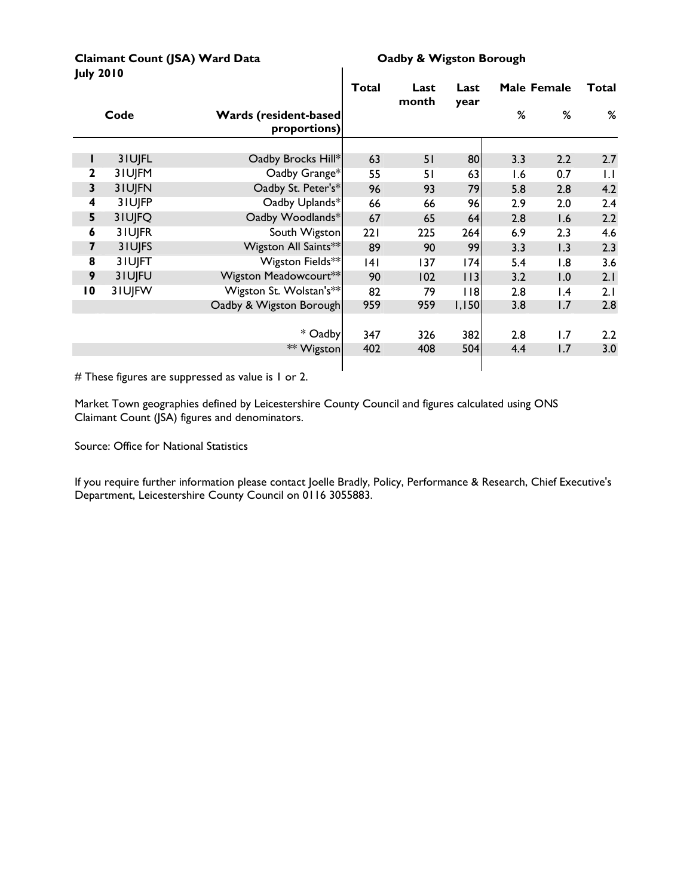**Claimant Count (JSA) Ward Data**
**July 2010**

**Oadby & Wigston Borough**

| | Code | Wards (resident-based proportions) | Total | Last month | Last year | Male % | Female % | Total % |
|---|---|---|---|---|---|---|---|---|
| 1 | 31UJFL | Oadby Brocks Hill* | 63 | 51 | 80 | 3.3 | 2.2 | 2.7 |
| 2 | 31UJFM | Oadby Grange* | 55 | 51 | 63 | 1.6 | 0.7 | 1.1 |
| 3 | 31UJFN | Oadby St. Peter's* | 96 | 93 | 79 | 5.8 | 2.8 | 4.2 |
| 4 | 31UJFP | Oadby Uplands* | 66 | 66 | 96 | 2.9 | 2.0 | 2.4 |
| 5 | 31UJFQ | Oadby Woodlands* | 67 | 65 | 64 | 2.8 | 1.6 | 2.2 |
| 6 | 31UJFR | South Wigston | 221 | 225 | 264 | 6.9 | 2.3 | 4.6 |
| 7 | 31UJFS | Wigston All Saints** | 89 | 90 | 99 | 3.3 | 1.3 | 2.3 |
| 8 | 31UJFT | Wigston Fields** | 141 | 137 | 174 | 5.4 | 1.8 | 3.6 |
| 9 | 31UJFU | Wigston Meadowcourt** | 90 | 102 | 113 | 3.2 | 1.0 | 2.1 |
| 10 | 31UJFW | Wigston St. Wolstan's** | 82 | 79 | 118 | 2.8 | 1.4 | 2.1 |
| | | Oadby & Wigston Borough | 959 | 959 | 1,150 | 3.8 | 1.7 | 2.8 |
| | | * Oadby | 347 | 326 | 382 | 2.8 | 1.7 | 2.2 |
| | | ** Wigston | 402 | 408 | 504 | 4.4 | 1.7 | 3.0 |

# These figures are suppressed as value is 1 or 2.

Market Town geographies defined by Leicestershire County Council and figures calculated using ONS Claimant Count (JSA) figures and denominators.

Source: Office for National Statistics

If you require further information please contact Joelle Bradly, Policy, Performance & Research, Chief Executive's Department, Leicestershire County Council on 0116 3055883.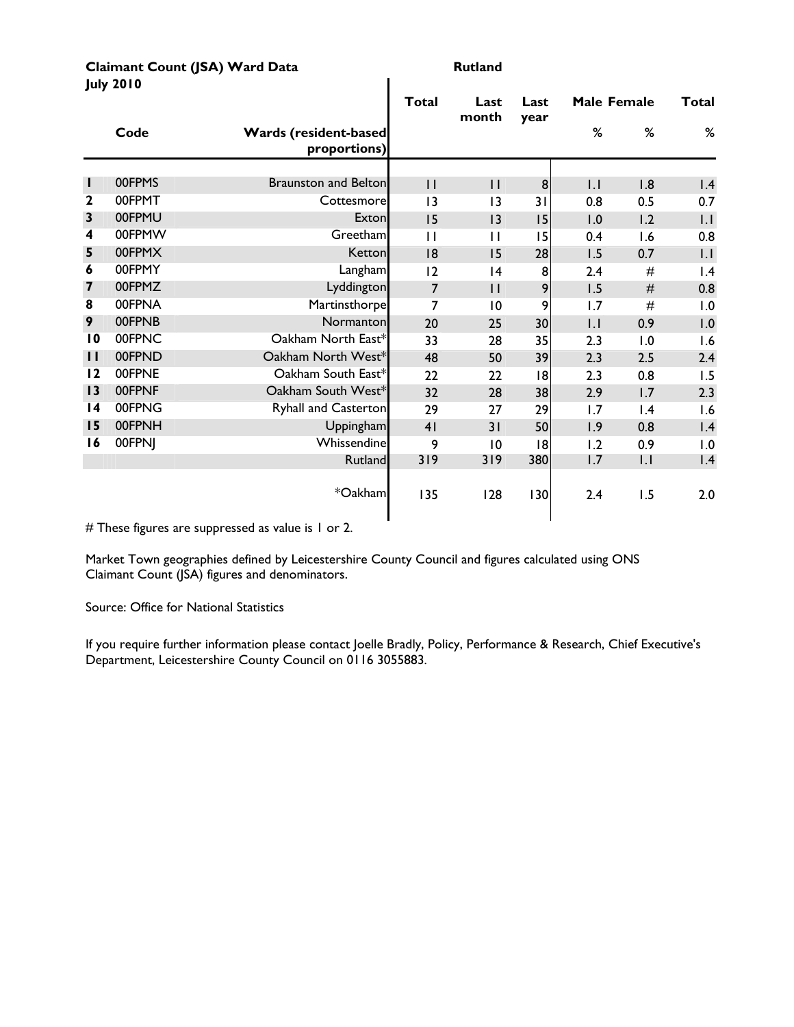**Claimant Count (JSA) Ward Data** **Rutland**

**July 2010**

| | Code | Wards (resident-based proportions) | Total | Last month | Last year | Male % | Female % | Total % |
|---|---|---|---|---|---|---|---|---|
| 1 | 00FPMS | Braunston and Belton | 11 | 11 | 8 | 1.1 | 1.8 | 1.4 |
| 2 | 00FPMT | Cottesmore | 13 | 13 | 31 | 0.8 | 0.5 | 0.7 |
| 3 | 00FPMU | Exton | 15 | 13 | 15 | 1.0 | 1.2 | 1.1 |
| 4 | 00FPMW | Greetham | 11 | 11 | 15 | 0.4 | 1.6 | 0.8 |
| 5 | 00FPMX | Ketton | 18 | 15 | 28 | 1.5 | 0.7 | 1.1 |
| 6 | 00FPMY | Langham | 12 | 14 | 8 | 2.4 | # | 1.4 |
| 7 | 00FPMZ | Lyddington | 7 | 11 | 9 | 1.5 | # | 0.8 |
| 8 | 00FPNA | Martinsthorpe | 7 | 10 | 9 | 1.7 | # | 1.0 |
| 9 | 00FPNB | Normanton | 20 | 25 | 30 | 1.1 | 0.9 | 1.0 |
| 10 | 00FPNC | Oakham North East* | 33 | 28 | 35 | 2.3 | 1.0 | 1.6 |
| 11 | 00FPND | Oakham North West* | 48 | 50 | 39 | 2.3 | 2.5 | 2.4 |
| 12 | 00FPNE | Oakham South East* | 22 | 22 | 18 | 2.3 | 0.8 | 1.5 |
| 13 | 00FPNF | Oakham South West* | 32 | 28 | 38 | 2.9 | 1.7 | 2.3 |
| 14 | 00FPNG | Ryhall and Casterton | 29 | 27 | 29 | 1.7 | 1.4 | 1.6 |
| 15 | 00FPNH | Uppingham | 41 | 31 | 50 | 1.9 | 0.8 | 1.4 |
| 16 | 00FPNJ | Whissendine | 9 | 10 | 18 | 1.2 | 0.9 | 1.0 |
| | | Rutland | 319 | 319 | 380 | 1.7 | 1.1 | 1.4 |
| | | *Oakham | 135 | 128 | 130 | 2.4 | 1.5 | 2.0 |

# These figures are suppressed as value is 1 or 2.

Market Town geographies defined by Leicestershire County Council and figures calculated using ONS Claimant Count (JSA) figures and denominators.

Source: Office for National Statistics

If you require further information please contact Joelle Bradly, Policy, Performance & Research, Chief Executive's Department, Leicestershire County Council on 0116 3055883.